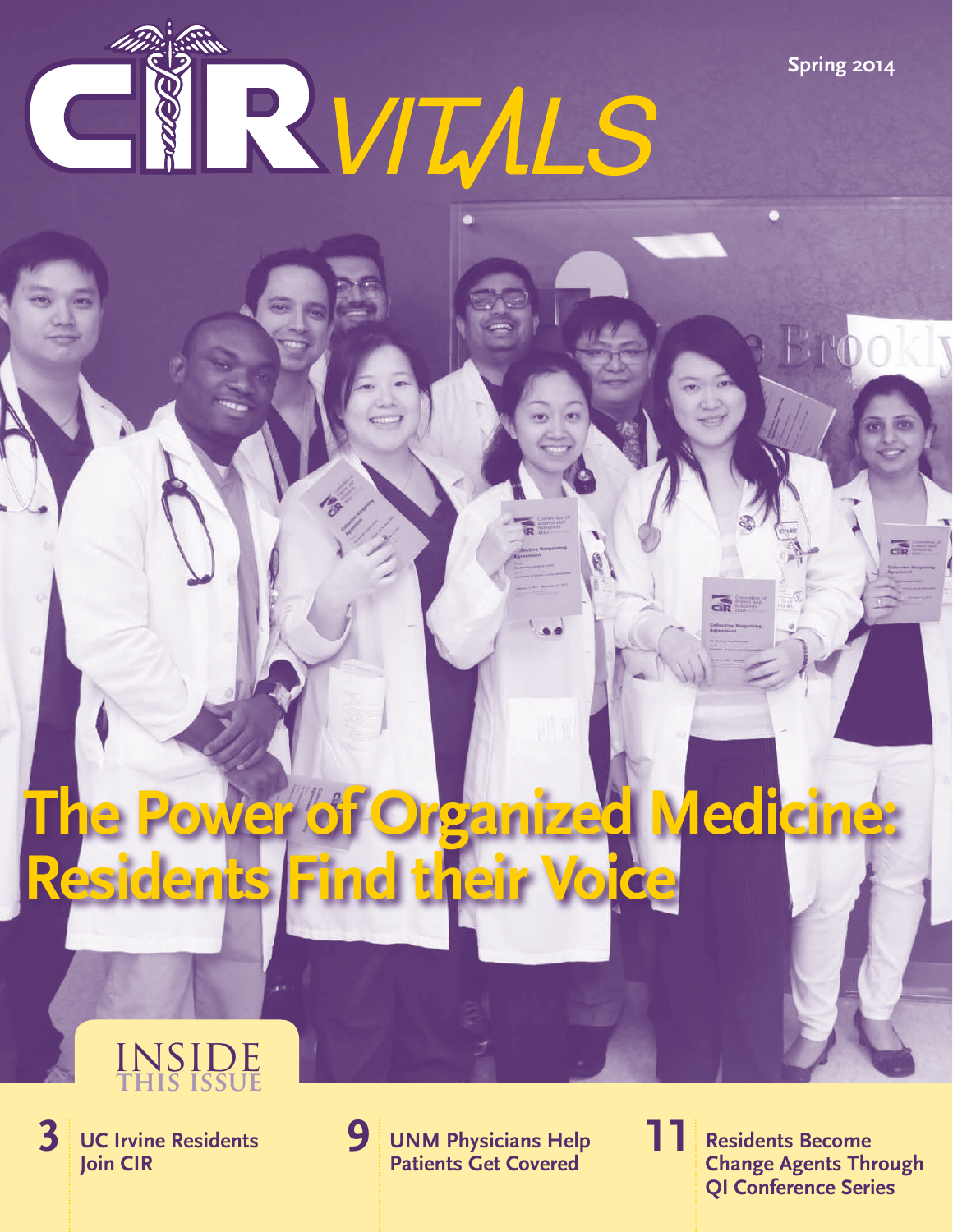# CIR VITALS

Spring 2014

# The Power of Organized Medicine: Residents Find their Voice

## INSIDE THIS ISSUE

**3** UC Irvine Residents Join CIR

**9** UNM Physicians Help Patients Get Covered

**11** Residents Become Change Agents Through QI Conference Series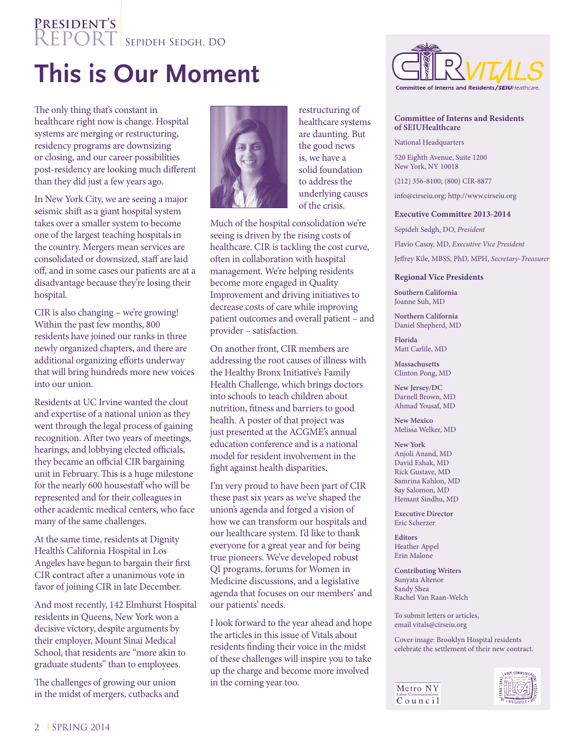**President's Report** Sepideh Sedgh, DO

# This is Our Moment

The only thing that's constant in healthcare right now is change. Hospital systems are merging or restructuring, residency programs are downsizing or closing, and our career possibilities post-residency are looking much different than they did just a few years ago.

In New York City, we are seeing a major seismic shift as a giant hospital system takes over a smaller system to become one of the largest teaching hospitals in the country. Mergers mean services are consolidated or downsized, staff are laid off, and in some cases our patients are at a disadvantage because they're losing their hospital.

CIR is also changing – we're growing! Within the past few months, 800 residents have joined our ranks in three newly organized chapters, and there are additional organizing efforts underway that will bring hundreds more new voices into our union.

Residents at UC Irvine wanted the clout and expertise of a national union as they went through the legal process of gaining recognition. After two years of meetings, hearings, and lobbying elected officials, they became an official CIR bargaining unit in February. This is a huge milestone for the nearly 600 housestaff who will be represented and for their colleagues in other academic medical centers, who face many of the same challenges.

At the same time, residents at Dignity Health's California Hospital in Los Angeles have begun to bargain their first CIR contract after a unanimous vote in favor of joining CIR in late December.

And most recently, 142 Elmhurst Hospital residents in Queens, New York won a decisive victory, despite arguments by their employer, Mount Sinai Medical School, that residents are "more akin to graduate students" than to employees.

The challenges of growing our union in the midst of mergers, cutbacks and restructuring of healthcare systems are daunting. But the good news is, we have a solid foundation to address the underlying causes of the crisis.

Much of the hospital consolidation we're seeing is driven by the rising costs of healthcare. CIR is tackling the cost curve, often in collaboration with hospital management. We're helping residents become more engaged in Quality Improvement and driving initiatives to decrease costs of care while improving patient outcomes and overall patient – and provider – satisfaction.

On another front, CIR members are addressing the root causes of illness with the Healthy Bronx Initiative's Family Health Challenge, which brings doctors into schools to teach children about nutrition, fitness and barriers to good health. A poster of that project was just presented at the ACGME's annual education conference and is a national model for resident involvement in the fight against health disparities.

I'm very proud to have been part of CIR these past six years as we've shaped the union's agenda and forged a vision of how we can transform our hospitals and our healthcare system. I'd like to thank everyone for a great year and for being true pioneers. We've developed robust QI programs, forums for Women in Medicine discussions, and a legislative agenda that focuses on our members' and our patients' needs.

I look forward to the year ahead and hope the articles in this issue of Vitals about residents finding their voice in the midst of these challenges will inspire you to take up the charge and become more involved in the coming year too.

---

**CIR VITALS**
Committee of Interns and Residents/SEIU Healthcare

**Committee of Interns and Residents of SEIUHealthcare**

National Headquarters

520 Eighth Avenue, Suite 1200
New York, NY 10018

(212) 356-8100; (800) CIR-8877

info@cirseiu.org; http://www.cirseiu.org

**Executive Committee 2013-2014**

Sepideh Sedgh, DO, *President*

Flavio Casoy, MD, *Executive Vice President*

Jeffrey Kile, MBSS, PhD, MPH, *Secretary-Treasurer*

**Regional Vice Presidents**

**Southern California**
Joanne Suh, MD

**Northern California**
Daniel Shepherd, MD

**Florida**
Matt Carlile, MD

**Massachusetts**
Clinton Pong, MD

**New Jersey/DC**
Darnell Brown, MD
Ahmad Yousaf, MD

**New Mexico**
Melissa Welker, MD

**New York**
Anjoli Anand, MD
David Eshak, MD
Rick Gustave, MD
Samrina Kahlon, MD
Say Salomon, MD
Hemant Sindhu, MD

**Executive Director**
Eric Scherzer

**Editors**
Heather Appel
Erin Malone

**Contributing Writers**
Sunyata Altenor
Sandy Shea
Rachel Van Raan-Welch

To submit letters or articles, email vitals@cirseiu.org

Cover image: Brooklyn Hospital residents celebrate the settlement of their new contract.

Metro NY Labor Communications Council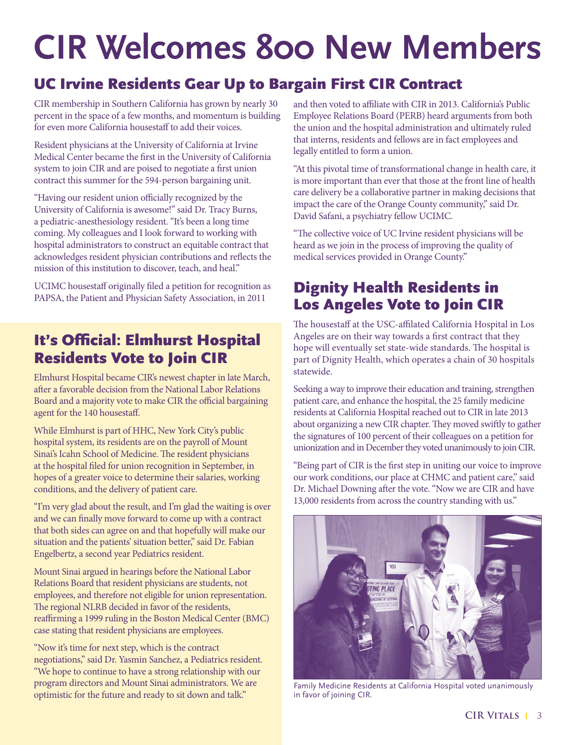# CIR Welcomes 800 New Members

## UC Irvine Residents Gear Up to Bargain First CIR Contract

CIR membership in Southern California has grown by nearly 30 percent in the space of a few months, and momentum is building for even more California housestaff to add their voices.

Resident physicians at the University of California at Irvine Medical Center became the first in the University of California system to join CIR and are poised to negotiate a first union contract this summer for the 594-person bargaining unit.

"Having our resident union officially recognized by the University of California is awesome!" said Dr. Tracy Burns, a pediatric-anesthesiology resident. "It's been a long time coming. My colleagues and I look forward to working with hospital administrators to construct an equitable contract that acknowledges resident physician contributions and reflects the mission of this institution to discover, teach, and heal."

UCIMC housestaff originally filed a petition for recognition as PAPSA, the Patient and Physician Safety Association, in 2011 and then voted to affiliate with CIR in 2013. California's Public Employee Relations Board (PERB) heard arguments from both the union and the hospital administration and ultimately ruled that interns, residents and fellows are in fact employees and legally entitled to form a union.

"At this pivotal time of transformational change in health care, it is more important than ever that those at the front line of health care delivery be a collaborative partner in making decisions that impact the care of the Orange County community," said Dr. David Safani, a psychiatry fellow UCIMC.

"The collective voice of UC Irvine resident physicians will be heard as we join in the process of improving the quality of medical services provided in Orange County."

## It's Official: Elmhurst Hospital Residents Vote to Join CIR

Elmhurst Hospital became CIR's newest chapter in late March, after a favorable decision from the National Labor Relations Board and a majority vote to make CIR the official bargaining agent for the 140 housestaff.

While Elmhurst is part of HHC, New York City's public hospital system, its residents are on the payroll of Mount Sinai's Icahn School of Medicine. The resident physicians at the hospital filed for union recognition in September, in hopes of a greater voice to determine their salaries, working conditions, and the delivery of patient care.

"I'm very glad about the result, and I'm glad the waiting is over and we can finally move forward to come up with a contract that both sides can agree on and that hopefully will make our situation and the patients' situation better," said Dr. Fabian Engelbertz, a second year Pediatrics resident.

Mount Sinai argued in hearings before the National Labor Relations Board that resident physicians are students, not employees, and therefore not eligible for union representation. The regional NLRB decided in favor of the residents, reaffirming a 1999 ruling in the Boston Medical Center (BMC) case stating that resident physicians are employees.

"Now it's time for next step, which is the contract negotiations," said Dr. Yasmin Sanchez, a Pediatrics resident. "We hope to continue to have a strong relationship with our program directors and Mount Sinai administrators. We are optimistic for the future and ready to sit down and talk."

## Dignity Health Residents in Los Angeles Vote to Join CIR

The housestaff at the USC-affilated California Hospital in Los Angeles are on their way towards a first contract that they hope will eventually set state-wide standards. The hospital is part of Dignity Health, which operates a chain of 30 hospitals statewide.

Seeking a way to improve their education and training, strengthen patient care, and enhance the hospital, the 25 family medicine residents at California Hospital reached out to CIR in late 2013 about organizing a new CIR chapter. They moved swiftly to gather the signatures of 100 percent of their colleagues on a petition for unionization and in December they voted unanimously to join CIR.

"Being part of CIR is the first step in uniting our voice to improve our work conditions, our place at CHMC and patient care," said Dr. Michael Downing after the vote. "Now we are CIR and have 13,000 residents from across the country standing with us."

Family Medicine Residents at California Hospital voted unanimously in favor of joining CIR.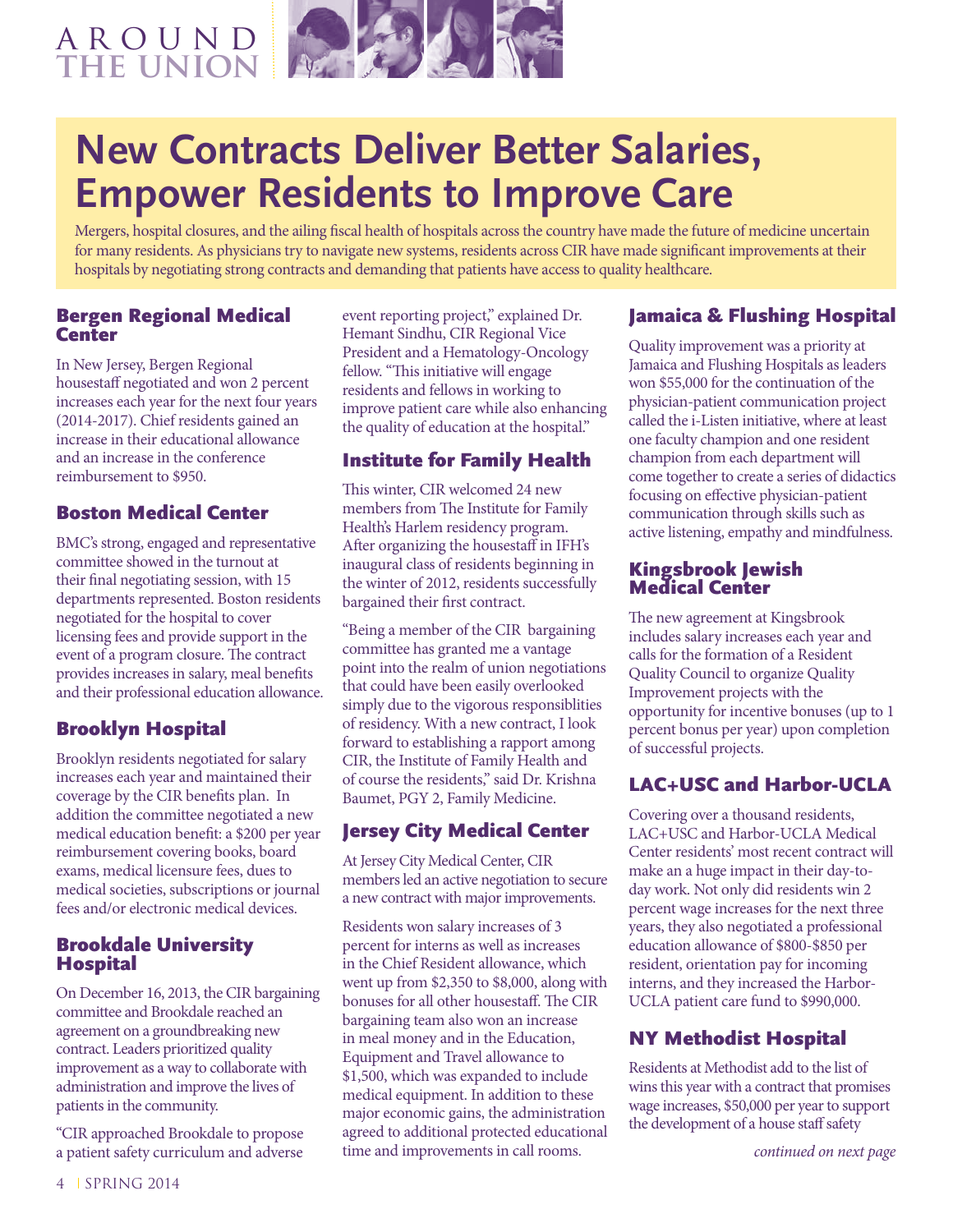# New Contracts Deliver Better Salaries, Empower Residents to Improve Care

Mergers, hospital closures, and the ailing fiscal health of hospitals across the country have made the future of medicine uncertain for many residents. As physicians try to navigate new systems, residents across CIR have made significant improvements at their hospitals by negotiating strong contracts and demanding that patients have access to quality healthcare.

## Bergen Regional Medical Center

In New Jersey, Bergen Regional housestaff negotiated and won 2 percent increases each year for the next four years (2014-2017). Chief residents gained an increase in their educational allowance and an increase in the conference reimbursement to $950.

## Boston Medical Center

BMC's strong, engaged and representative committee showed in the turnout at their final negotiating session, with 15 departments represented. Boston residents negotiated for the hospital to cover licensing fees and provide support in the event of a program closure. The contract provides increases in salary, meal benefits and their professional education allowance.

## Brooklyn Hospital

Brooklyn residents negotiated for salary increases each year and maintained their coverage by the CIR benefits plan. In addition the committee negotiated a new medical education benefit: a $200 per year reimbursement covering books, board exams, medical licensure fees, dues to medical societies, subscriptions or journal fees and/or electronic medical devices.

## Brookdale University Hospital

On December 16, 2013, the CIR bargaining committee and Brookdale reached an agreement on a groundbreaking new contract. Leaders prioritized quality improvement as a way to collaborate with administration and improve the lives of patients in the community.

"CIR approached Brookdale to propose a patient safety curriculum and adverse event reporting project," explained Dr. Hemant Sindhu, CIR Regional Vice President and a Hematology-Oncology fellow. "This initiative will engage residents and fellows in working to improve patient care while also enhancing the quality of education at the hospital."

## Institute for Family Health

This winter, CIR welcomed 24 new members from The Institute for Family Health's Harlem residency program. After organizing the housestaff in IFH's inaugural class of residents beginning in the winter of 2012, residents successfully bargained their first contract.

"Being a member of the CIR bargaining committee has granted me a vantage point into the realm of union negotiations that could have been easily overlooked simply due to the vigorous responsiblities of residency. With a new contract, I look forward to establishing a rapport among CIR, the Institute of Family Health and of course the residents," said Dr. Krishna Baumet, PGY 2, Family Medicine.

## Jersey City Medical Center

At Jersey City Medical Center, CIR members led an active negotiation to secure a new contract with major improvements.

Residents won salary increases of 3 percent for interns as well as increases in the Chief Resident allowance, which went up from $2,350 to $8,000, along with bonuses for all other housestaff. The CIR bargaining team also won an increase in meal money and in the Education, Equipment and Travel allowance to $1,500, which was expanded to include medical equipment. In addition to these major economic gains, the administration agreed to additional protected educational time and improvements in call rooms.

## Jamaica & Flushing Hospital

Quality improvement was a priority at Jamaica and Flushing Hospitals as leaders won $55,000 for the continuation of the physician-patient communication project called the i-Listen initiative, where at least one faculty champion and one resident champion from each department will come together to create a series of didactics focusing on effective physician-patient communication through skills such as active listening, empathy and mindfulness.

## Kingsbrook Jewish Medical Center

The new agreement at Kingsbrook includes salary increases each year and calls for the formation of a Resident Quality Council to organize Quality Improvement projects with the opportunity for incentive bonuses (up to 1 percent bonus per year) upon completion of successful projects.

## LAC+USC and Harbor-UCLA

Covering over a thousand residents, LAC+USC and Harbor-UCLA Medical Center residents' most recent contract will make an a huge impact in their day-to-day work. Not only did residents win 2 percent wage increases for the next three years, they also negotiated a professional education allowance of $800-$850 per resident, orientation pay for incoming interns, and they increased the Harbor-UCLA patient care fund to $990,000.

## NY Methodist Hospital

Residents at Methodist add to the list of wins this year with a contract that promises wage increases, $50,000 per year to support the development of a house staff safety

*continued on next page*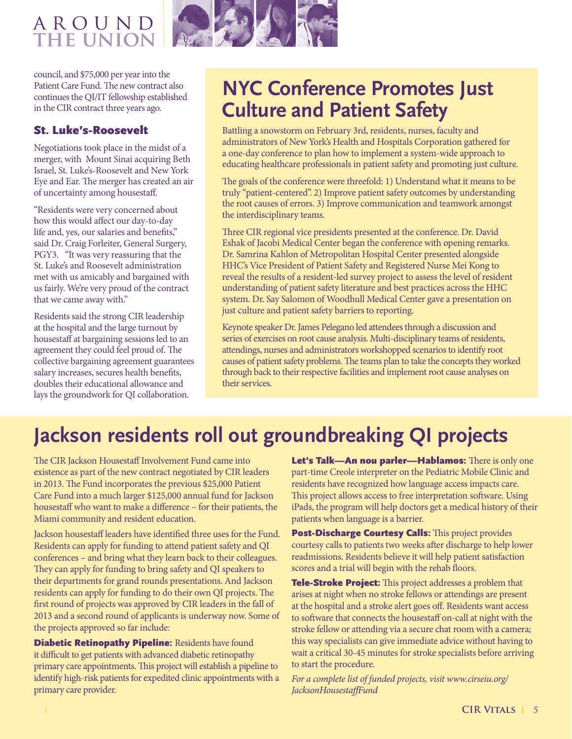council, and $75,000 per year into the Patient Care Fund. The new contract also continues the QI/IT fellowship established in the CIR contract three years ago.

### St. Luke's-Roosevelt

Negotiations took place in the midst of a merger, with Mount Sinai acquiring Beth Israel, St. Luke's-Roosevelt and New York Eye and Ear. The merger has created an air of uncertainty among housestaff.

"Residents were very concerned about how this would affect our day-to-day life and, yes, our salaries and benefits," said Dr. Craig Forleiter, General Surgery, PGY3. "It was very reassuring that the St. Luke's and Roosevelt administration met with us amicably and bargained with us fairly. We're very proud of the contract that we came away with."

Residents said the strong CIR leadership at the hospital and the large turnout by housestaff at bargaining sessions led to an agreement they could feel proud of. The collective bargaining agreement guarantees salary increases, secures health benefits, doubles their educational allowance and lays the groundwork for QI collaboration.

## NYC Conference Promotes Just Culture and Patient Safety

Battling a snowstorm on February 3rd, residents, nurses, faculty and administrators of New York's Health and Hospitals Corporation gathered for a one-day conference to plan how to implement a system-wide approach to educating healthcare professionals in patient safety and promoting just culture.

The goals of the conference were threefold: 1) Understand what it means to be truly "patient-centered". 2) Improve patient safety outcomes by understanding the root causes of errors. 3) Improve communication and teamwork amongst the interdisciplinary teams.

Three CIR regional vice presidents presented at the conference. Dr. David Eshak of Jacobi Medical Center began the conference with opening remarks. Dr. Samrina Kahlon of Metropolitan Hospital Center presented alongside HHC's Vice President of Patient Safety and Registered Nurse Mei Kong to reveal the results of a resident-led survey project to assess the level of resident understanding of patient safety literature and best practices across the HHC system. Dr. Say Salomon of Woodhull Medical Center gave a presentation on just culture and patient safety barriers to reporting.

Keynote speaker Dr. James Pelegano led attendees through a discussion and series of exercises on root cause analysis. Multi-disciplinary teams of residents, attendings, nurses and administrators workshopped scenarios to identify root causes of patient safety problems. The teams plan to take the concepts they worked through back to their respective facilities and implement root cause analyses on their services.

## Jackson residents roll out groundbreaking QI projects

The CIR Jackson Housestaff Involvement Fund came into existence as part of the new contract negotiated by CIR leaders in 2013. The Fund incorporates the previous $25,000 Patient Care Fund into a much larger $125,000 annual fund for Jackson housestaff who want to make a difference – for their patients, the Miami community and resident education.

Jackson housestaff leaders have identified three uses for the Fund. Residents can apply for funding to attend patient safety and QI conferences – and bring what they learn back to their colleagues. They can apply for funding to bring safety and QI speakers to their departments for grand rounds presentations. And Jackson residents can apply for funding to do their own QI projects. The first round of projects was approved by CIR leaders in the fall of 2013 and a second round of applicants is underway now. Some of the projects approved so far include:

**Diabetic Retinopathy Pipeline:** Residents have found it difficult to get patients with advanced diabetic retinopathy primary care appointments. This project will establish a pipeline to identify high-risk patients for expedited clinic appointments with a primary care provider.

**Let's Talk—An nou parler—Hablamos:** There is only one part-time Creole interpreter on the Pediatric Mobile Clinic and residents have recognized how language access impacts care. This project allows access to free interpretation software. Using iPads, the program will help doctors get a medical history of their patients when language is a barrier.

**Post-Discharge Courtesy Calls:** This project provides courtesy calls to patients two weeks after discharge to help lower readmissions. Residents believe it will help patient satisfaction scores and a trial will begin with the rehab floors.

**Tele-Stroke Project:** This project addresses a problem that arises at night when no stroke fellows or attendings are present at the hospital and a stroke alert goes off. Residents want access to software that connects the housestaff on-call at night with the stroke fellow or attending via a secure chat room with a camera; this way specialists can give immediate advice without having to wait a critical 30-45 minutes for stroke specialists before arriving to start the procedure.

*For a complete list of funded projects, visit www.cirseiu.org/JacksonHousestaffFund*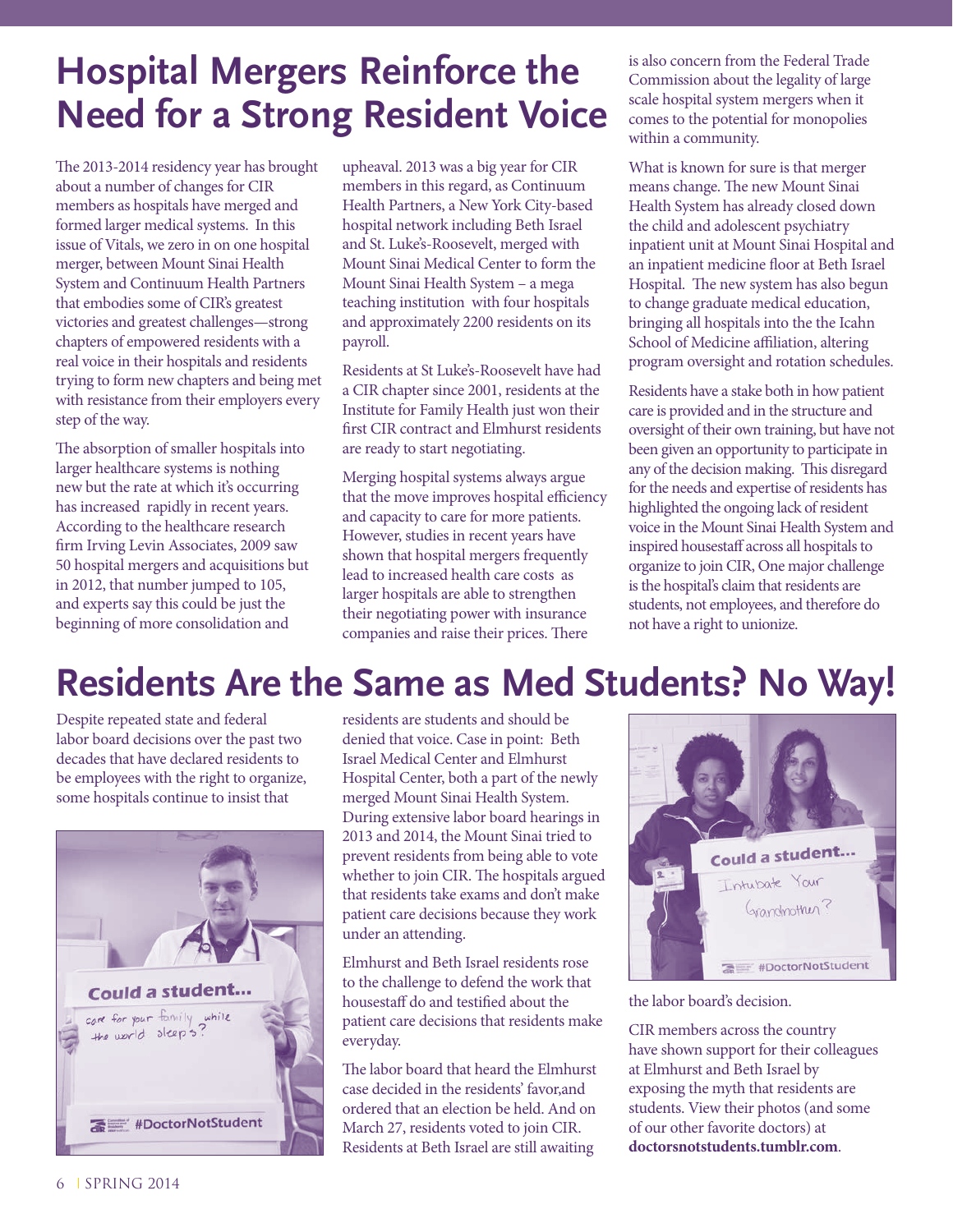# Hospital Mergers Reinforce the Need for a Strong Resident Voice

The 2013-2014 residency year has brought about a number of changes for CIR members as hospitals have merged and formed larger medical systems. In this issue of Vitals, we zero in on one hospital merger, between Mount Sinai Health System and Continuum Health Partners that embodies some of CIR's greatest victories and greatest challenges—strong chapters of empowered residents with a real voice in their hospitals and residents trying to form new chapters and being met with resistance from their employers every step of the way.

The absorption of smaller hospitals into larger healthcare systems is nothing new but the rate at which it's occurring has increased rapidly in recent years. According to the healthcare research firm Irving Levin Associates, 2009 saw 50 hospital mergers and acquisitions but in 2012, that number jumped to 105, and experts say this could be just the beginning of more consolidation and upheaval. 2013 was a big year for CIR members in this regard, as Continuum Health Partners, a New York City-based hospital network including Beth Israel and St. Luke's-Roosevelt, merged with Mount Sinai Medical Center to form the Mount Sinai Health System – a mega teaching institution with four hospitals and approximately 2200 residents on its payroll.

Residents at St Luke's-Roosevelt have had a CIR chapter since 2001, residents at the Institute for Family Health just won their first CIR contract and Elmhurst residents are ready to start negotiating.

Merging hospital systems always argue that the move improves hospital efficiency and capacity to care for more patients. However, studies in recent years have shown that hospital mergers frequently lead to increased health care costs as larger hospitals are able to strengthen their negotiating power with insurance companies and raise their prices. There is also concern from the Federal Trade Commission about the legality of large scale hospital system mergers when it comes to the potential for monopolies within a community.

What is known for sure is that merger means change. The new Mount Sinai Health System has already closed down the child and adolescent psychiatry inpatient unit at Mount Sinai Hospital and an inpatient medicine floor at Beth Israel Hospital. The new system has also begun to change graduate medical education, bringing all hospitals into the the Icahn School of Medicine affiliation, altering program oversight and rotation schedules.

Residents have a stake both in how patient care is provided and in the structure and oversight of their own training, but have not been given an opportunity to participate in any of the decision making. This disregard for the needs and expertise of residents has highlighted the ongoing lack of resident voice in the Mount Sinai Health System and inspired housestaff across all hospitals to organize to join CIR, One major challenge is the hospital's claim that residents are students, not employees, and therefore do not have a right to unionize.

# Residents Are the Same as Med Students? No Way!

Despite repeated state and federal labor board decisions over the past two decades that have declared residents to be employees with the right to organize, some hospitals continue to insist that residents are students and should be denied that voice. Case in point: Beth Israel Medical Center and Elmhurst Hospital Center, both a part of the newly merged Mount Sinai Health System. During extensive labor board hearings in 2013 and 2014, the Mount Sinai tried to prevent residents from being able to vote whether to join CIR. The hospitals argued that residents take exams and don't make patient care decisions because they work under an attending.

Elmhurst and Beth Israel residents rose to the challenge to defend the work that housestaff do and testified about the patient care decisions that residents make everyday.

The labor board that heard the Elmhurst case decided in the residents' favor,and ordered that an election be held. And on March 27, residents voted to join CIR. Residents at Beth Israel are still awaiting the labor board's decision.

CIR members across the country have shown support for their colleagues at Elmhurst and Beth Israel by exposing the myth that residents are students. View their photos (and some of our other favorite doctors) at **doctorsnotstudents.tumblr.com**.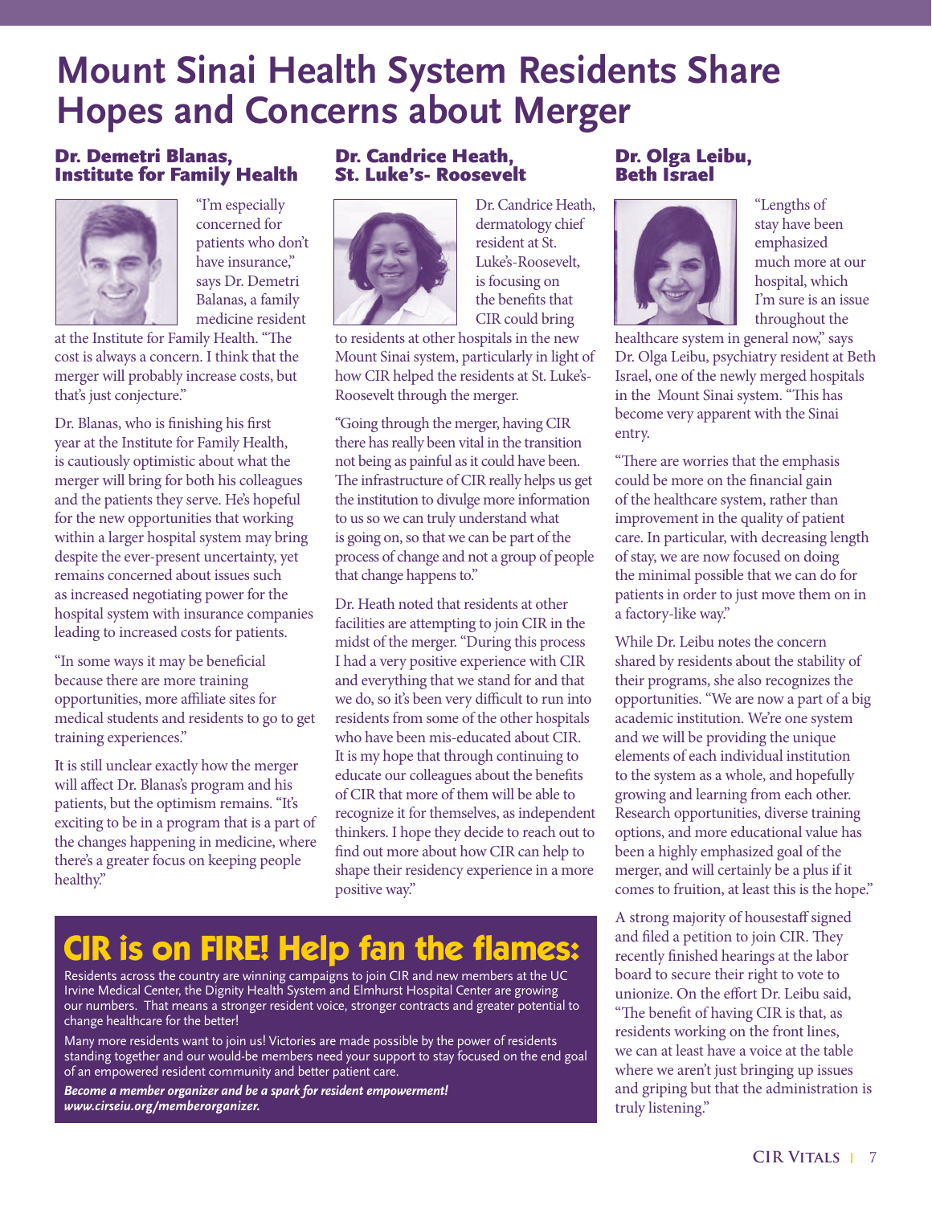# Mount Sinai Health System Residents Share Hopes and Concerns about Merger

### Dr. Demetri Blanas, Institute for Family Health

"I'm especially concerned for patients who don't have insurance," says Dr. Demetri Balanas, a family medicine resident at the Institute for Family Health. "The cost is always a concern. I think that the merger will probably increase costs, but that's just conjecture."

Dr. Blanas, who is finishing his first year at the Institute for Family Health, is cautiously optimistic about what the merger will bring for both his colleagues and the patients they serve. He's hopeful for the new opportunities that working within a larger hospital system may bring despite the ever-present uncertainty, yet remains concerned about issues such as increased negotiating power for the hospital system with insurance companies leading to increased costs for patients.

"In some ways it may be beneficial because there are more training opportunities, more affiliate sites for medical students and residents to go to get training experiences."

It is still unclear exactly how the merger will affect Dr. Blanas's program and his patients, but the optimism remains. "It's exciting to be in a program that is a part of the changes happening in medicine, where there's a greater focus on keeping people healthy."

### Dr. Candrice Heath, St. Luke's- Roosevelt

Dr. Candrice Heath, dermatology chief resident at St. Luke's-Roosevelt, is focusing on the benefits that CIR could bring to residents at other hospitals in the new Mount Sinai system, particularly in light of how CIR helped the residents at St. Luke's-Roosevelt through the merger.

"Going through the merger, having CIR there has really been vital in the transition not being as painful as it could have been. The infrastructure of CIR really helps us get the institution to divulge more information to us so we can truly understand what is going on, so that we can be part of the process of change and not a group of people that change happens to."

Dr. Heath noted that residents at other facilities are attempting to join CIR in the midst of the merger. "During this process I had a very positive experience with CIR and everything that we stand for and that we do, so it's been very difficult to run into residents from some of the other hospitals who have been mis-educated about CIR. It is my hope that through continuing to educate our colleagues about the benefits of CIR that more of them will be able to recognize it for themselves, as independent thinkers. I hope they decide to reach out to find out more about how CIR can help to shape their residency experience in a more positive way."

### Dr. Olga Leibu, Beth Israel

"Lengths of stay have been emphasized much more at our hospital, which I'm sure is an issue throughout the healthcare system in general now," says Dr. Olga Leibu, psychiatry resident at Beth Israel, one of the newly merged hospitals in the Mount Sinai system. "This has become very apparent with the Sinai entry.

"There are worries that the emphasis could be more on the financial gain of the healthcare system, rather than improvement in the quality of patient care. In particular, with decreasing length of stay, we are now focused on doing the minimal possible that we can do for patients in order to just move them on in a factory-like way."

While Dr. Leibu notes the concern shared by residents about the stability of their programs, she also recognizes the opportunities. "We are now a part of a big academic institution. We're one system and we will be providing the unique elements of each individual institution to the system as a whole, and hopefully growing and learning from each other. Research opportunities, diverse training options, and more educational value has been a highly emphasized goal of the merger, and will certainly be a plus if it comes to fruition, at least this is the hope."

A strong majority of housestaff signed and filed a petition to join CIR. They recently finished hearings at the labor board to secure their right to vote to unionize. On the effort Dr. Leibu said, "The benefit of having CIR is that, as residents working on the front lines, we can at least have a voice at the table where we aren't just bringing up issues and griping but that the administration is truly listening."

## CIR is on FIRE! Help fan the flames:

Residents across the country are winning campaigns to join CIR and new members at the UC Irvine Medical Center, the Dignity Health System and Elmhurst Hospital Center are growing our numbers. That means a stronger resident voice, stronger contracts and greater potential to change healthcare for the better!

Many more residents want to join us! Victories are made possible by the power of residents standing together and our would-be members need your support to stay focused on the end goal of an empowered resident community and better patient care.

***Become a member organizer and be a spark for resident empowerment! www.cirseiu.org/memberorganizer.***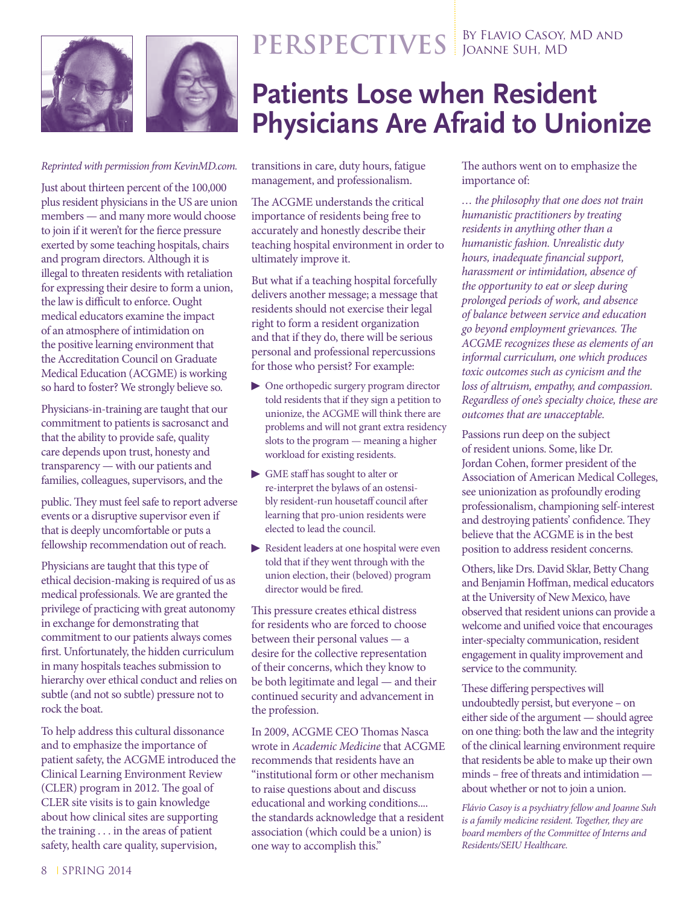PERSPECTIVES By Flavio Casoy, MD and Joanne Suh, MD

# Patients Lose when Resident Physicians Are Afraid to Unionize

*Reprinted with permission from KevinMD.com.*

Just about thirteen percent of the 100,000 plus resident physicians in the US are union members — and many more would choose to join if it weren't for the fierce pressure exerted by some teaching hospitals, chairs and program directors. Although it is illegal to threaten residents with retaliation for expressing their desire to form a union, the law is difficult to enforce. Ought medical educators examine the impact of an atmosphere of intimidation on the positive learning environment that the Accreditation Council on Graduate Medical Education (ACGME) is working so hard to foster? We strongly believe so.

Physicians-in-training are taught that our commitment to patients is sacrosanct and that the ability to provide safe, quality care depends upon trust, honesty and transparency — with our patients and families, colleagues, supervisors, and the public. They must feel safe to report adverse events or a disruptive supervisor even if that is deeply uncomfortable or puts a fellowship recommendation out of reach.

Physicians are taught that this type of ethical decision-making is required of us as medical professionals. We are granted the privilege of practicing with great autonomy in exchange for demonstrating that commitment to our patients always comes first. Unfortunately, the hidden curriculum in many hospitals teaches submission to hierarchy over ethical conduct and relies on subtle (and not so subtle) pressure not to rock the boat.

To help address this cultural dissonance and to emphasize the importance of patient safety, the ACGME introduced the Clinical Learning Environment Review (CLER) program in 2012. The goal of CLER site visits is to gain knowledge about how clinical sites are supporting the training . . . in the areas of patient safety, health care quality, supervision, transitions in care, duty hours, fatigue management, and professionalism.

The ACGME understands the critical importance of residents being free to accurately and honestly describe their teaching hospital environment in order to ultimately improve it.

But what if a teaching hospital forcefully delivers another message; a message that residents should not exercise their legal right to form a resident organization and that if they do, there will be serious personal and professional repercussions for those who persist? For example:

- One orthopedic surgery program director told residents that if they sign a petition to unionize, the ACGME will think there are problems and will not grant extra residency slots to the program — meaning a higher workload for existing residents.
- GME staff has sought to alter or re-interpret the bylaws of an ostensibly resident-run housetaff council after learning that pro-union residents were elected to lead the council.
- Resident leaders at one hospital were even told that if they went through with the union election, their (beloved) program director would be fired.

This pressure creates ethical distress for residents who are forced to choose between their personal values — a desire for the collective representation of their concerns, which they know to be both legitimate and legal — and their continued security and advancement in the profession.

In 2009, ACGME CEO Thomas Nasca wrote in *Academic Medicine* that ACGME recommends that residents have an "institutional form or other mechanism to raise questions about and discuss educational and working conditions.... the standards acknowledge that a resident association (which could be a union) is one way to accomplish this."

The authors went on to emphasize the importance of:

*… the philosophy that one does not train humanistic practitioners by treating residents in anything other than a humanistic fashion. Unrealistic duty hours, inadequate financial support, harassment or intimidation, absence of the opportunity to eat or sleep during prolonged periods of work, and absence of balance between service and education go beyond employment grievances. The ACGME recognizes these as elements of an informal curriculum, one which produces toxic outcomes such as cynicism and the loss of altruism, empathy, and compassion. Regardless of one's specialty choice, these are outcomes that are unacceptable.*

Passions run deep on the subject of resident unions. Some, like Dr. Jordan Cohen, former president of the Association of American Medical Colleges, see unionization as profoundly eroding professionalism, championing self-interest and destroying patients' confidence. They believe that the ACGME is in the best position to address resident concerns.

Others, like Drs. David Sklar, Betty Chang and Benjamin Hoffman, medical educators at the University of New Mexico, have observed that resident unions can provide a welcome and unified voice that encourages inter-specialty communication, resident engagement in quality improvement and service to the community.

These differing perspectives will undoubtedly persist, but everyone – on either side of the argument — should agree on one thing: both the law and the integrity of the clinical learning environment require that residents be able to make up their own minds – free of threats and intimidation — about whether or not to join a union.

*Flávio Casoy is a psychiatry fellow and Joanne Suh is a family medicine resident. Together, they are board members of the Committee of Interns and Residents/SEIU Healthcare.*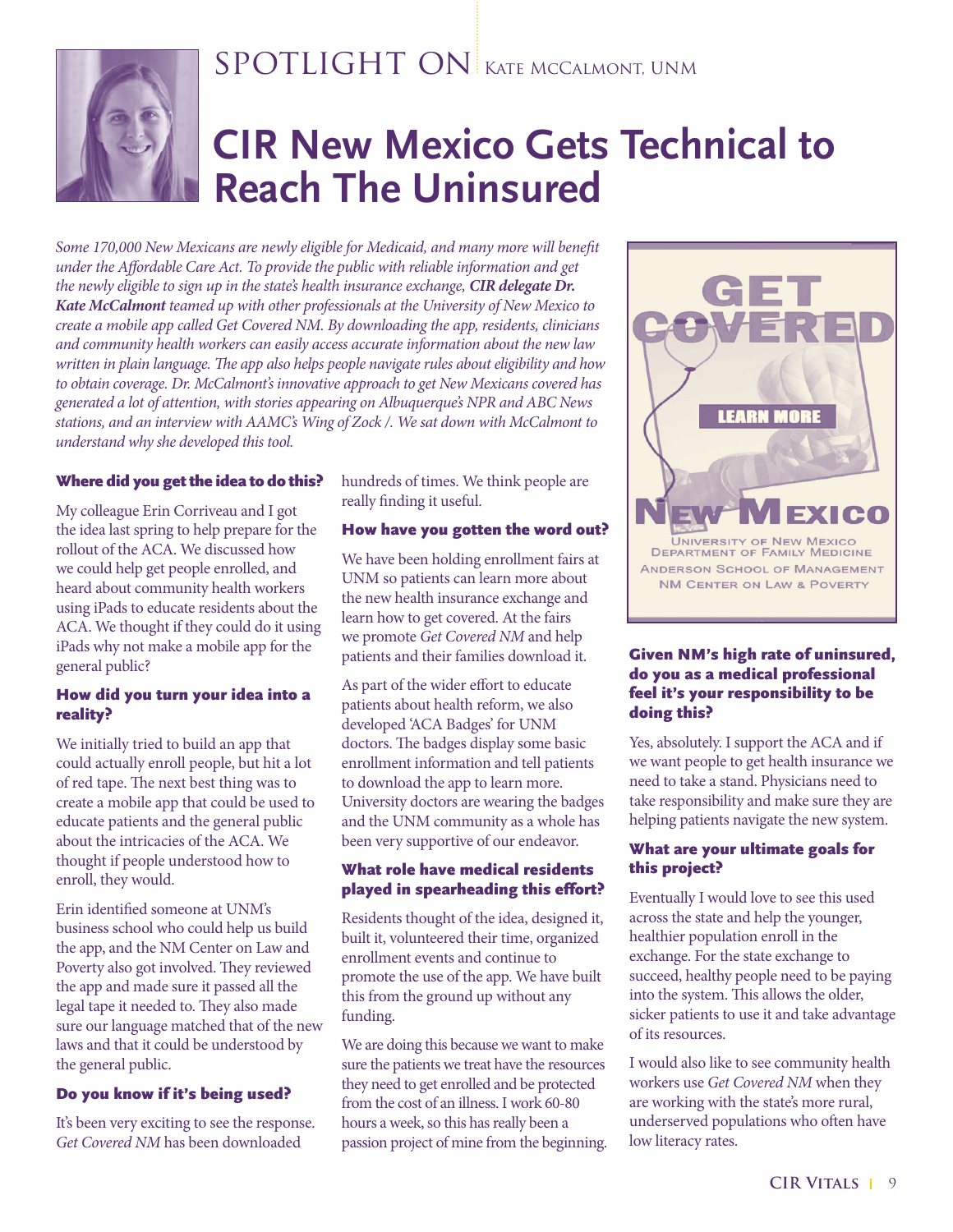SPOTLIGHT ON KATE MCCALMONT, UNM

# CIR New Mexico Gets Technical to Reach The Uninsured

*Some 170,000 New Mexicans are newly eligible for Medicaid, and many more will benefit under the Affordable Care Act. To provide the public with reliable information and get the newly eligible to sign up in the state's health insurance exchange, **CIR delegate Dr. Kate McCalmont** teamed up with other professionals at the University of New Mexico to create a mobile app called Get Covered NM. By downloading the app, residents, clinicians and community health workers can easily access accurate information about the new law written in plain language. The app also helps people navigate rules about eligibility and how to obtain coverage. Dr. McCalmont's innovative approach to get New Mexicans covered has generated a lot of attention, with stories appearing on Albuquerque's NPR and ABC News stations, and an interview with AAMC's Wing of Zock /. We sat down with McCalmont to understand why she developed this tool.*

### Where did you get the idea to do this?

My colleague Erin Corriveau and I got the idea last spring to help prepare for the rollout of the ACA. We discussed how we could help get people enrolled, and heard about community health workers using iPads to educate residents about the ACA. We thought if they could do it using iPads why not make a mobile app for the general public?

### How did you turn your idea into a reality?

We initially tried to build an app that could actually enroll people, but hit a lot of red tape. The next best thing was to create a mobile app that could be used to educate patients and the general public about the intricacies of the ACA. We thought if people understood how to enroll, they would.

Erin identified someone at UNM's business school who could help us build the app, and the NM Center on Law and Poverty also got involved. They reviewed the app and made sure it passed all the legal tape it needed to. They also made sure our language matched that of the new laws and that it could be understood by the general public.

### Do you know if it's being used?

It's been very exciting to see the response. *Get Covered NM* has been downloaded hundreds of times. We think people are really finding it useful.

### How have you gotten the word out?

We have been holding enrollment fairs at UNM so patients can learn more about the new health insurance exchange and learn how to get covered. At the fairs we promote *Get Covered NM* and help patients and their families download it.

As part of the wider effort to educate patients about health reform, we also developed 'ACA Badges' for UNM doctors. The badges display some basic enrollment information and tell patients to download the app to learn more. University doctors are wearing the badges and the UNM community as a whole has been very supportive of our endeavor.

### What role have medical residents played in spearheading this effort?

Residents thought of the idea, designed it, built it, volunteered their time, organized enrollment events and continue to promote the use of the app. We have built this from the ground up without any funding.

We are doing this because we want to make sure the patients we treat have the resources they need to get enrolled and be protected from the cost of an illness. I work 60-80 hours a week, so this has really been a passion project of mine from the beginning.

GET COVERED
LEARN MORE
NEW MEXICO
University of New Mexico Department of Family Medicine
Anderson School of Management
NM Center on Law & Poverty

### Given NM's high rate of uninsured, do you as a medical professional feel it's your responsibility to be doing this?

Yes, absolutely. I support the ACA and if we want people to get health insurance we need to take a stand. Physicians need to take responsibility and make sure they are helping patients navigate the new system.

### What are your ultimate goals for this project?

Eventually I would love to see this used across the state and help the younger, healthier population enroll in the exchange. For the state exchange to succeed, healthy people need to be paying into the system. This allows the older, sicker patients to use it and take advantage of its resources.

I would also like to see community health workers use *Get Covered NM* when they are working with the state's more rural, underserved populations who often have low literacy rates.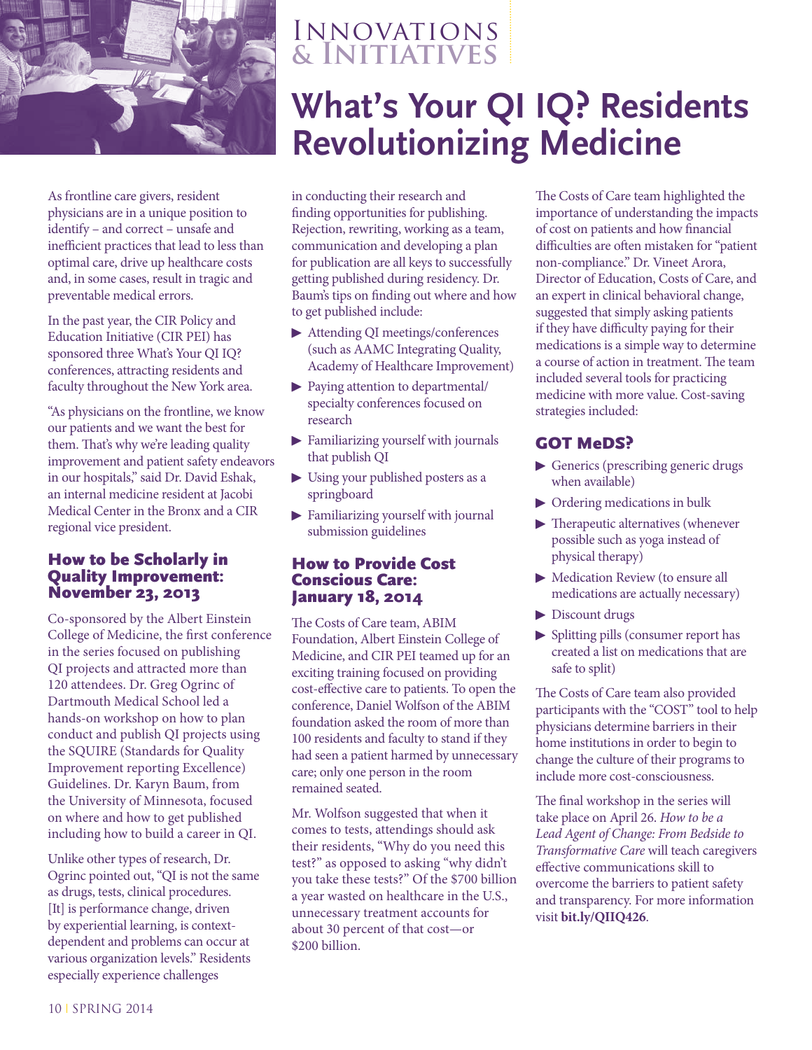Innovations & Initiatives

# What's Your QI IQ? Residents Revolutionizing Medicine

As frontline care givers, resident physicians are in a unique position to identify – and correct – unsafe and inefficient practices that lead to less than optimal care, drive up healthcare costs and, in some cases, result in tragic and preventable medical errors.

In the past year, the CIR Policy and Education Initiative (CIR PEI) has sponsored three What's Your QI IQ? conferences, attracting residents and faculty throughout the New York area.

"As physicians on the frontline, we know our patients and we want the best for them. That's why we're leading quality improvement and patient safety endeavors in our hospitals," said Dr. David Eshak, an internal medicine resident at Jacobi Medical Center in the Bronx and a CIR regional vice president.

## How to be Scholarly in Quality Improvement: November 23, 2013

Co-sponsored by the Albert Einstein College of Medicine, the first conference in the series focused on publishing QI projects and attracted more than 120 attendees. Dr. Greg Ogrinc of Dartmouth Medical School led a hands-on workshop on how to plan conduct and publish QI projects using the SQUIRE (Standards for Quality Improvement reporting Excellence) Guidelines. Dr. Karyn Baum, from the University of Minnesota, focused on where and how to get published including how to build a career in QI.

Unlike other types of research, Dr. Ogrinc pointed out, "QI is not the same as drugs, tests, clinical procedures. [It] is performance change, driven by experiential learning, is context-dependent and problems can occur at various organization levels." Residents especially experience challenges in conducting their research and finding opportunities for publishing. Rejection, rewriting, working as a team, communication and developing a plan for publication are all keys to successfully getting published during residency. Dr. Baum's tips on finding out where and how to get published include:

- Attending QI meetings/conferences (such as AAMC Integrating Quality, Academy of Healthcare Improvement)
- Paying attention to departmental/ specialty conferences focused on research
- Familiarizing yourself with journals that publish QI
- Using your published posters as a springboard
- Familiarizing yourself with journal submission guidelines

## How to Provide Cost Conscious Care: January 18, 2014

The Costs of Care team, ABIM Foundation, Albert Einstein College of Medicine, and CIR PEI teamed up for an exciting training focused on providing cost-effective care to patients. To open the conference, Daniel Wolfson of the ABIM foundation asked the room of more than 100 residents and faculty to stand if they had seen a patient harmed by unnecessary care; only one person in the room remained seated.

Mr. Wolfson suggested that when it comes to tests, attendings should ask their residents, "Why do you need this test?" as opposed to asking "why didn't you take these tests?" Of the $700 billion a year wasted on healthcare in the U.S., unnecessary treatment accounts for about 30 percent of that cost—or $200 billion.

The Costs of Care team highlighted the importance of understanding the impacts of cost on patients and how financial difficulties are often mistaken for "patient non-compliance." Dr. Vineet Arora, Director of Education, Costs of Care, and an expert in clinical behavioral change, suggested that simply asking patients if they have difficulty paying for their medications is a simple way to determine a course of action in treatment. The team included several tools for practicing medicine with more value. Cost-saving strategies included:

### GOT MeDS?

- Generics (prescribing generic drugs when available)
- Ordering medications in bulk
- Therapeutic alternatives (whenever possible such as yoga instead of physical therapy)
- Medication Review (to ensure all medications are actually necessary)
- Discount drugs
- Splitting pills (consumer report has created a list on medications that are safe to split)

The Costs of Care team also provided participants with the "COST" tool to help physicians determine barriers in their home institutions in order to begin to change the culture of their programs to include more cost-consciousness.

The final workshop in the series will take place on April 26. *How to be a Lead Agent of Change: From Bedside to Transformative Care* will teach caregivers effective communications skill to overcome the barriers to patient safety and transparency. For more information visit **bit.ly/QIIQ426**.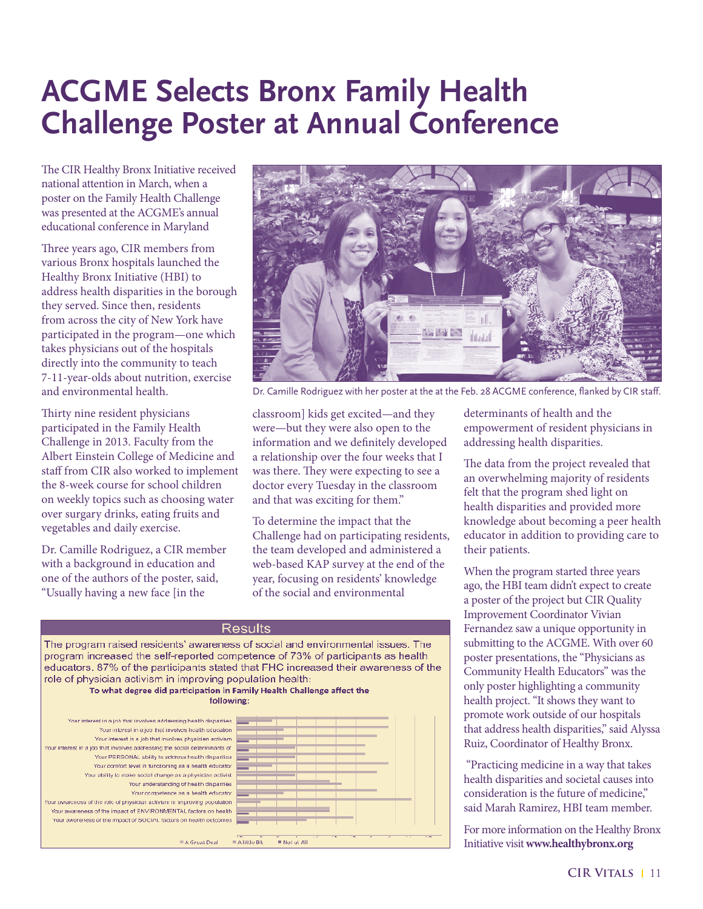# ACGME Selects Bronx Family Health Challenge Poster at Annual Conference

The CIR Healthy Bronx Initiative received national attention in March, when a poster on the Family Health Challenge was presented at the ACGME's annual educational conference in Maryland

Three years ago, CIR members from various Bronx hospitals launched the Healthy Bronx Initiative (HBI) to address health disparities in the borough they served. Since then, residents from across the city of New York have participated in the program—one which takes physicians out of the hospitals directly into the community to teach 7-11-year-olds about nutrition, exercise and environmental health.

Thirty nine resident physicians participated in the Family Health Challenge in 2013. Faculty from the Albert Einstein College of Medicine and staff from CIR also worked to implement the 8-week course for school children on weekly topics such as choosing water over surgary drinks, eating fruits and vegetables and daily exercise.

Dr. Camille Rodriguez, a CIR member with a background in education and one of the authors of the poster, said, "Usually having a new face [in the classroom] kids get excited—and they were—but they were also open to the information and we definitely developed a relationship over the four weeks that I was there. They were expecting to see a doctor every Tuesday in the classroom and that was exciting for them."

Dr. Camille Rodriguez with her poster at the at the Feb. 28 ACGME conference, flanked by CIR staff.

To determine the impact that the Challenge had on participating residents, the team developed and administered a web-based KAP survey at the end of the year, focusing on residents' knowledge of the social and environmental determinants of health and the empowerment of resident physicians in addressing health disparities.

The data from the project revealed that an overwhelming majority of residents felt that the program shed light on health disparities and provided more knowledge about becoming a peer health educator in addition to providing care to their patients.

**Results**

The program raised residents' awareness of social and environmental issues. The program increased the self-reported competence of 73% of participants as health educators. 87% of the participants stated that FHC increased their awareness of the role of physician activism in improving population health:

**To what degree did participation in Family Health Challenge affect the following:**

- Your interest in a job that involves addressing health disparities
- Your interest in a job that involves health education
- Your interest in a job that involves physician activism
- Your interest in a job that involves addressing the social determinants of
- Your PERSONAL ability to address health disparities
- Your comfort level in functioning as a health educator
- Your ability to make social change as a physician activist
- Your understanding of health disparities
- Your competence as a health educator
- Your awareness of the role of physician activism in improving population
- Your awareness of the impact of ENVIRONMENTAL factors on health
- Your awareness of the impact of SOCIAL factors on health outcomes

A Great Deal · A little Bit · Not at All

When the program started three years ago, the HBI team didn't expect to create a poster of the project but CIR Quality Improvement Coordinator Vivian Fernandez saw a unique opportunity in submitting to the ACGME. With over 60 poster presentations, the "Physicians as Community Health Educators" was the only poster highlighting a community health project. "It shows they want to promote work outside of our hospitals that address health disparities," said Alyssa Ruiz, Coordinator of Healthy Bronx.

"Practicing medicine in a way that takes health disparities and societal causes into consideration is the future of medicine," said Marah Ramirez, HBI team member.

For more information on the Healthy Bronx Initiative visit **www.healthybronx.org**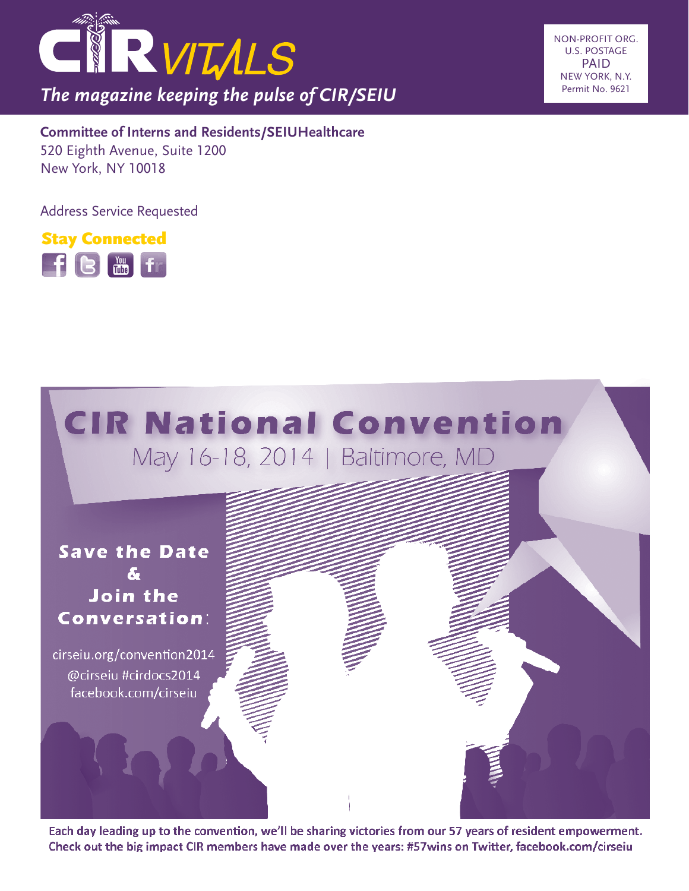# CIR VITALS

*The magazine keeping the pulse of CIR/SEIU*

NON-PROFIT ORG.
U.S. POSTAGE
PAID
NEW YORK, N.Y.
Permit No. 9621

**Committee of Interns and Residents/SEIUHealthcare**
520 Eighth Avenue, Suite 1200
New York, NY 10018

Address Service Requested

**Stay Connected**

## CIR National Convention

May 16-18, 2014 | Baltimore, MD

**Save the Date & Join the Conversation:**

cirseiu.org/convention2014
@cirseiu #cirdocs2014
facebook.com/cirseiu

**Each day leading up to the convention, we'll be sharing victories from our 57 years of resident empowerment. Check out the big impact CIR members have made over the years: #57wins on Twitter, facebook.com/cirseiu**